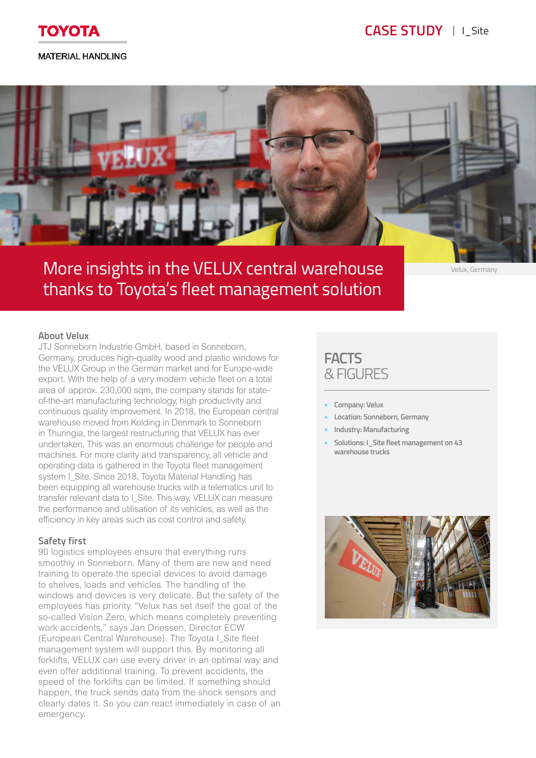TOYOTA

MATERIAL HANDLING

CASE STUDY | I_Site

# More insights in the VELUX central warehouse thanks to Toyota's fleet management solution

Velux, Germany

### About Velux

JTJ Sonneborn Industrie GmbH, based in Sonneborn, Germany, produces high-quality wood and plastic windows for the VELUX Group in the German market and for Europe-wide export. With the help of a very modern vehicle fleet on a total area of approx. 230,000 sqm, the company stands for state-of-the-art manufacturing technology, high productivity and continuous quality improvement. In 2018, the European central warehouse moved from Kolding in Denmark to Sonneborn in Thuringia, the largest restructuring that VELUX has ever undertaken. This was an enormous challenge for people and machines. For more clarity and transparency, all vehicle and operating data is gathered in the Toyota fleet management system I_Site. Since 2018, Toyota Material Handling has been equipping all warehouse trucks with a telematics unit to transfer relevant data to I_Site. This way, VELUX can measure the performance and utilisation of its vehicles, as well as the efficiency in key areas such as cost control and safety.

### Safety first

90 logistics employees ensure that everything runs smoothly in Sonneborn. Many of them are new and need training to operate the special devices to avoid damage to shelves, loads and vehicles. The handling of the windows and devices is very delicate. But the safety of the employees has priority. "Velux has set itself the goal of the so-called Vision Zero, which means completely preventing work accidents," says Jan Driessen, Director ECW (European Central Warehouse). The Toyota I_Site fleet management system will support this. By monitoring all forklifts, VELUX can use every driver in an optimal way and even offer additional training. To prevent accidents, the speed of the forklifts can be limited. If something should happen, the truck sends data from the shock sensors and clearly dates it. So you can react immediately in case of an emergency.

## FACTS & FIGURES

- Company: Velux
- Location: Sonneborn, Germany
- Industry: Manufacturing
- Solutions: I_Site fleet management on 43 warehouse trucks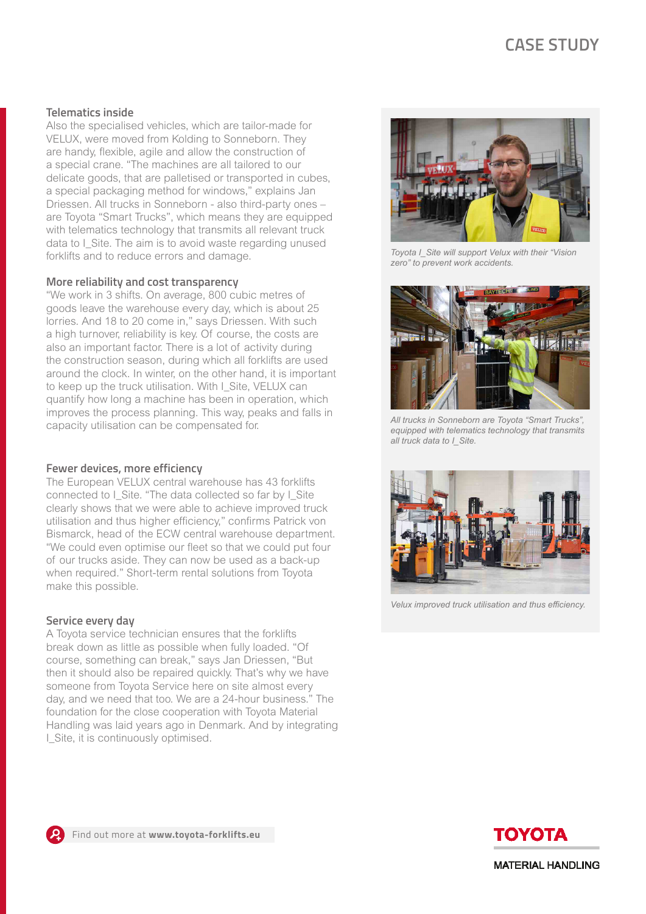### Telematics inside

Also the specialised vehicles, which are tailor-made for VELUX, were moved from Kolding to Sonneborn. They are handy, flexible, agile and allow the construction of a special crane. "The machines are all tailored to our delicate goods, that are palletised or transported in cubes, a special packaging method for windows," explains Jan Driessen. All trucks in Sonneborn - also third-party ones – are Toyota "Smart Trucks", which means they are equipped with telematics technology that transmits all relevant truck data to I_Site. The aim is to avoid waste regarding unused forklifts and to reduce errors and damage.

### More reliability and cost transparency

"We work in 3 shifts. On average, 800 cubic metres of goods leave the warehouse every day, which is about 25 lorries. And 18 to 20 come in," says Driessen. With such a high turnover, reliability is key. Of course, the costs are also an important factor. There is a lot of activity during the construction season, during which all forklifts are used around the clock. In winter, on the other hand, it is important to keep up the truck utilisation. With I_Site, VELUX can quantify how long a machine has been in operation, which improves the process planning. This way, peaks and falls in capacity utilisation can be compensated for.

### Fewer devices, more efficiency

The European VELUX central warehouse has 43 forklifts connected to I_Site. "The data collected so far by I_Site clearly shows that we were able to achieve improved truck utilisation and thus higher efficiency," confirms Patrick von Bismarck, head of the ECW central warehouse department. "We could even optimise our fleet so that we could put four of our trucks aside. They can now be used as a back-up when required." Short-term rental solutions from Toyota make this possible.

### Service every day

A Toyota service technician ensures that the forklifts break down as little as possible when fully loaded. "Of course, something can break," says Jan Driessen, "But then it should also be repaired quickly. That's why we have someone from Toyota Service here on site almost every day, and we need that too. We are a 24-hour business." The foundation for the close cooperation with Toyota Material Handling was laid years ago in Denmark. And by integrating I_Site, it is continuously optimised.

*Toyota I_Site will support Velux with their "Vision zero" to prevent work accidents.*

*All trucks in Sonneborn are Toyota "Smart Trucks", equipped with telematics technology that transmits all truck data to I_Site.*

*Velux improved truck utilisation and thus efficiency.*

Find out more at **www.toyota-forklifts.eu**